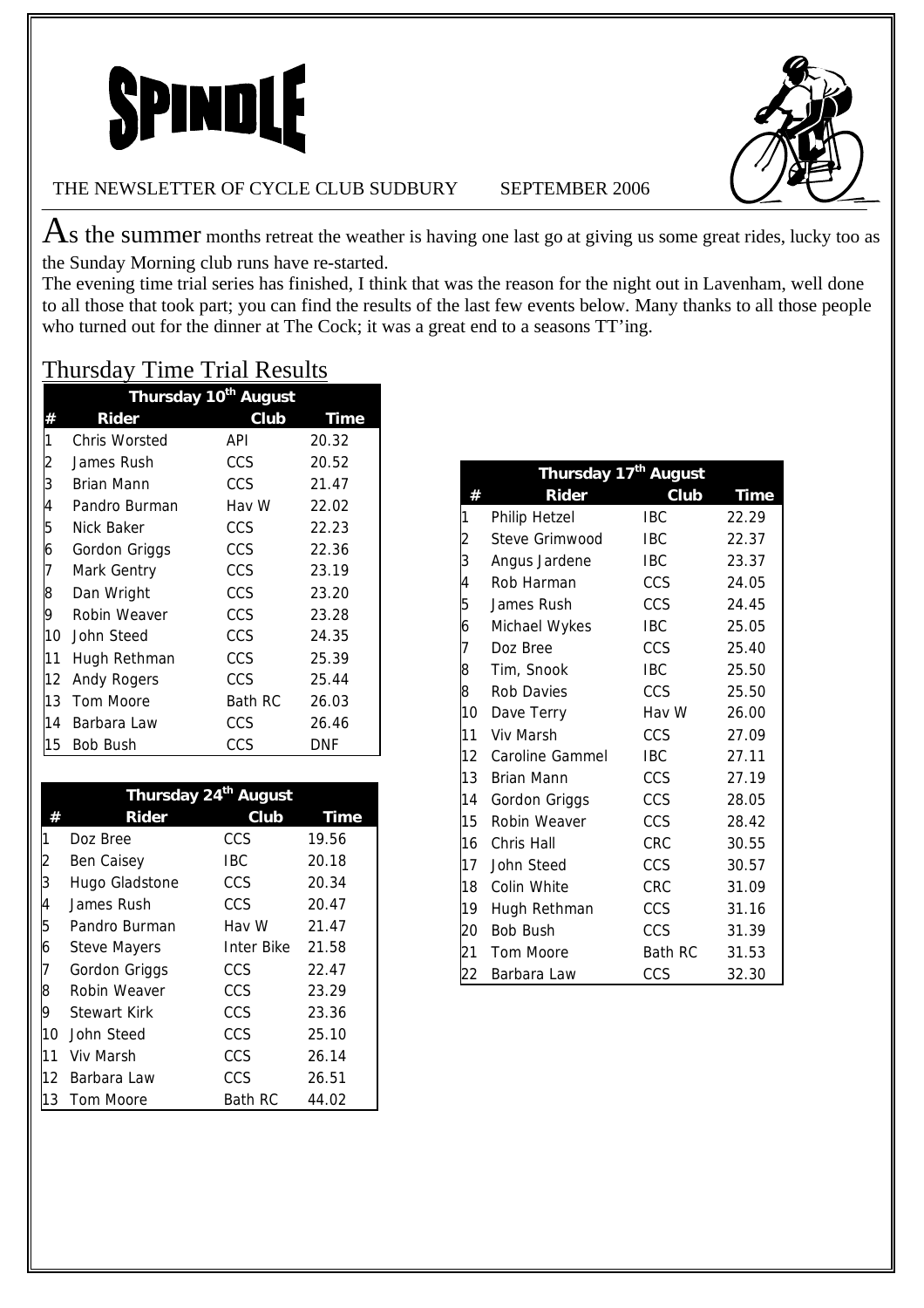# SPINDLE

THE NEWSLETTER OF CYCLE CLUB SUDBURY SEPTEMBER 2006

As the summer months retreat the weather is having one last go at giving us some great rides, lucky too as the Sunday Morning club runs have re-started.

The evening time trial series has finished, I think that was the reason for the night out in Lavenham, well done to all those that took part; you can find the results of the last few events below. Many thanks to all those people who turned out for the dinner at The Cock; it was a great end to a seasons TT'ing.

## Thursday Time Trial Results

**Thursday 10th August**

| # | Rider | Club | Time |
|---|---|---|---|
| 1 | Chris Worsted | API | 20.32 |
| 2 | James Rush | CCS | 20.52 |
| 3 | Brian Mann | CCS | 21.47 |
| 4 | Pandro Burman | Hav W | 22.02 |
| 5 | Nick Baker | CCS | 22.23 |
| 6 | Gordon Griggs | CCS | 22.36 |
| 7 | Mark Gentry | CCS | 23.19 |
| 8 | Dan Wright | CCS | 23.20 |
| 9 | Robin Weaver | CCS | 23.28 |
| 10 | John Steed | CCS | 24.35 |
| 11 | Hugh Rethman | CCS | 25.39 |
| 12 | Andy Rogers | CCS | 25.44 |
| 13 | Tom Moore | Bath RC | 26.03 |
| 14 | Barbara Law | CCS | 26.46 |
| 15 | Bob Bush | CCS | DNF |

**Thursday 17th August**

| # | Rider | Club | Time |
|---|---|---|---|
| 1 | Philip Hetzel | IBC | 22.29 |
| 2 | Steve Grimwood | IBC | 22.37 |
| 3 | Angus Jardene | IBC | 23.37 |
| 4 | Rob Harman | CCS | 24.05 |
| 5 | James Rush | CCS | 24.45 |
| 6 | Michael Wykes | IBC | 25.05 |
| 7 | Doz Bree | CCS | 25.40 |
| 8 | Tim, Snook | IBC | 25.50 |
| 8 | Rob Davies | CCS | 25.50 |
| 10 | Dave Terry | Hav W | 26.00 |
| 11 | Viv Marsh | CCS | 27.09 |
| 12 | Caroline Gammel | IBC | 27.11 |
| 13 | Brian Mann | CCS | 27.19 |
| 14 | Gordon Griggs | CCS | 28.05 |
| 15 | Robin Weaver | CCS | 28.42 |
| 16 | Chris Hall | CRC | 30.55 |
| 17 | John Steed | CCS | 30.57 |
| 18 | Colin White | CRC | 31.09 |
| 19 | Hugh Rethman | CCS | 31.16 |
| 20 | Bob Bush | CCS | 31.39 |
| 21 | Tom Moore | Bath RC | 31.53 |
| 22 | Barbara Law | CCS | 32.30 |

**Thursday 24th August**

| # | Rider | Club | Time |
|---|---|---|---|
| 1 | Doz Bree | CCS | 19.56 |
| 2 | Ben Caisey | IBC | 20.18 |
| 3 | Hugo Gladstone | CCS | 20.34 |
| 4 | James Rush | CCS | 20.47 |
| 5 | Pandro Burman | Hav W | 21.47 |
| 6 | Steve Mayers | Inter Bike | 21.58 |
| 7 | Gordon Griggs | CCS | 22.47 |
| 8 | Robin Weaver | CCS | 23.29 |
| 9 | Stewart Kirk | CCS | 23.36 |
| 10 | John Steed | CCS | 25.10 |
| 11 | Viv Marsh | CCS | 26.14 |
| 12 | Barbara Law | CCS | 26.51 |
| 13 | Tom Moore | Bath RC | 44.02 |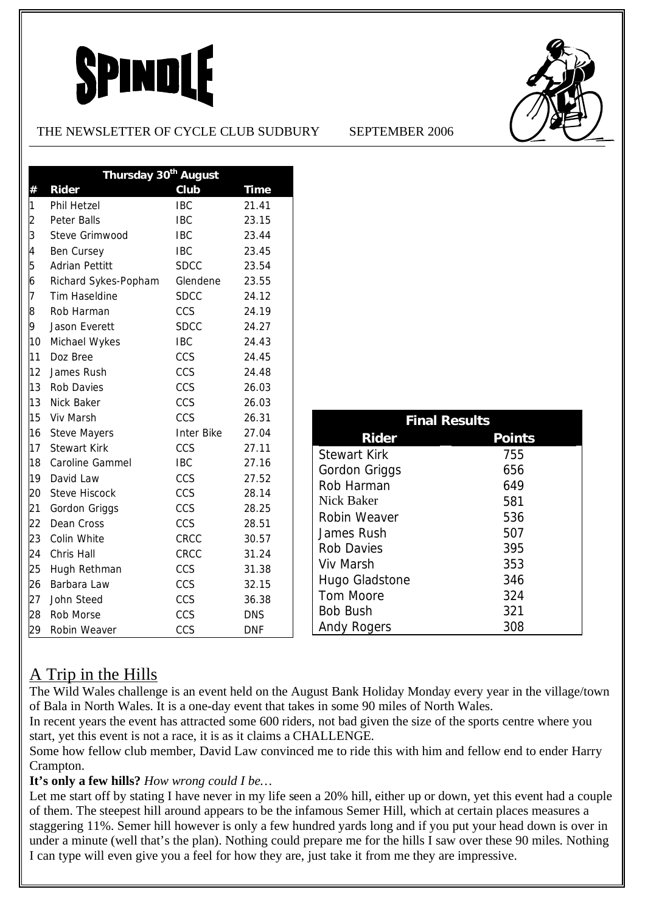# SPINDLE

THE NEWSLETTER OF CYCLE CLUB SUDBURY SEPTEMBER 2006

| Thursday 30th August | | | |
|---|---|---|---|
| # | Rider | Club | Time |
| 1 | Phil Hetzel | IBC | 21.41 |
| 2 | Peter Balls | IBC | 23.15 |
| 3 | Steve Grimwood | IBC | 23.44 |
| 4 | Ben Cursey | IBC | 23.45 |
| 5 | Adrian Pettitt | SDCC | 23.54 |
| 6 | Richard Sykes-Popham | Glendene | 23.55 |
| 7 | Tim Haseldine | SDCC | 24.12 |
| 8 | Rob Harman | CCS | 24.19 |
| 9 | Jason Everett | SDCC | 24.27 |
| 10 | Michael Wykes | IBC | 24.43 |
| 11 | Doz Bree | CCS | 24.45 |
| 12 | James Rush | CCS | 24.48 |
| 13 | Rob Davies | CCS | 26.03 |
| 13 | Nick Baker | CCS | 26.03 |
| 15 | Viv Marsh | CCS | 26.31 |
| 16 | Steve Mayers | Inter Bike | 27.04 |
| 17 | Stewart Kirk | CCS | 27.11 |
| 18 | Caroline Gammel | IBC | 27.16 |
| 19 | David Law | CCS | 27.52 |
| 20 | Steve Hiscock | CCS | 28.14 |
| 21 | Gordon Griggs | CCS | 28.25 |
| 22 | Dean Cross | CCS | 28.51 |
| 23 | Colin White | CRCC | 30.57 |
| 24 | Chris Hall | CRCC | 31.24 |
| 25 | Hugh Rethman | CCS | 31.38 |
| 26 | Barbara Law | CCS | 32.15 |
| 27 | John Steed | CCS | 36.38 |
| 28 | Rob Morse | CCS | DNS |
| 29 | Robin Weaver | CCS | DNF |

| Final Results | |
|---|---|
| Rider | Points |
| Stewart Kirk | 755 |
| Gordon Griggs | 656 |
| Rob Harman | 649 |
| Nick Baker | 581 |
| Robin Weaver | 536 |
| James Rush | 507 |
| Rob Davies | 395 |
| Viv Marsh | 353 |
| Hugo Gladstone | 346 |
| Tom Moore | 324 |
| Bob Bush | 321 |
| Andy Rogers | 308 |

## A Trip in the Hills

The Wild Wales challenge is an event held on the August Bank Holiday Monday every year in the village/town of Bala in North Wales. It is a one-day event that takes in some 90 miles of North Wales.

In recent years the event has attracted some 600 riders, not bad given the size of the sports centre where you start, yet this event is not a race, it is as it claims a CHALLENGE.

Some how fellow club member, David Law convinced me to ride this with him and fellow end to ender Harry Crampton.

**It's only a few hills?** *How wrong could I be…*

Let me start off by stating I have never in my life seen a 20% hill, either up or down, yet this event had a couple of them. The steepest hill around appears to be the infamous Semer Hill, which at certain places measures a staggering 11%. Semer hill however is only a few hundred yards long and if you put your head down is over in under a minute (well that's the plan). Nothing could prepare me for the hills I saw over these 90 miles. Nothing I can type will even give you a feel for how they are, just take it from me they are impressive.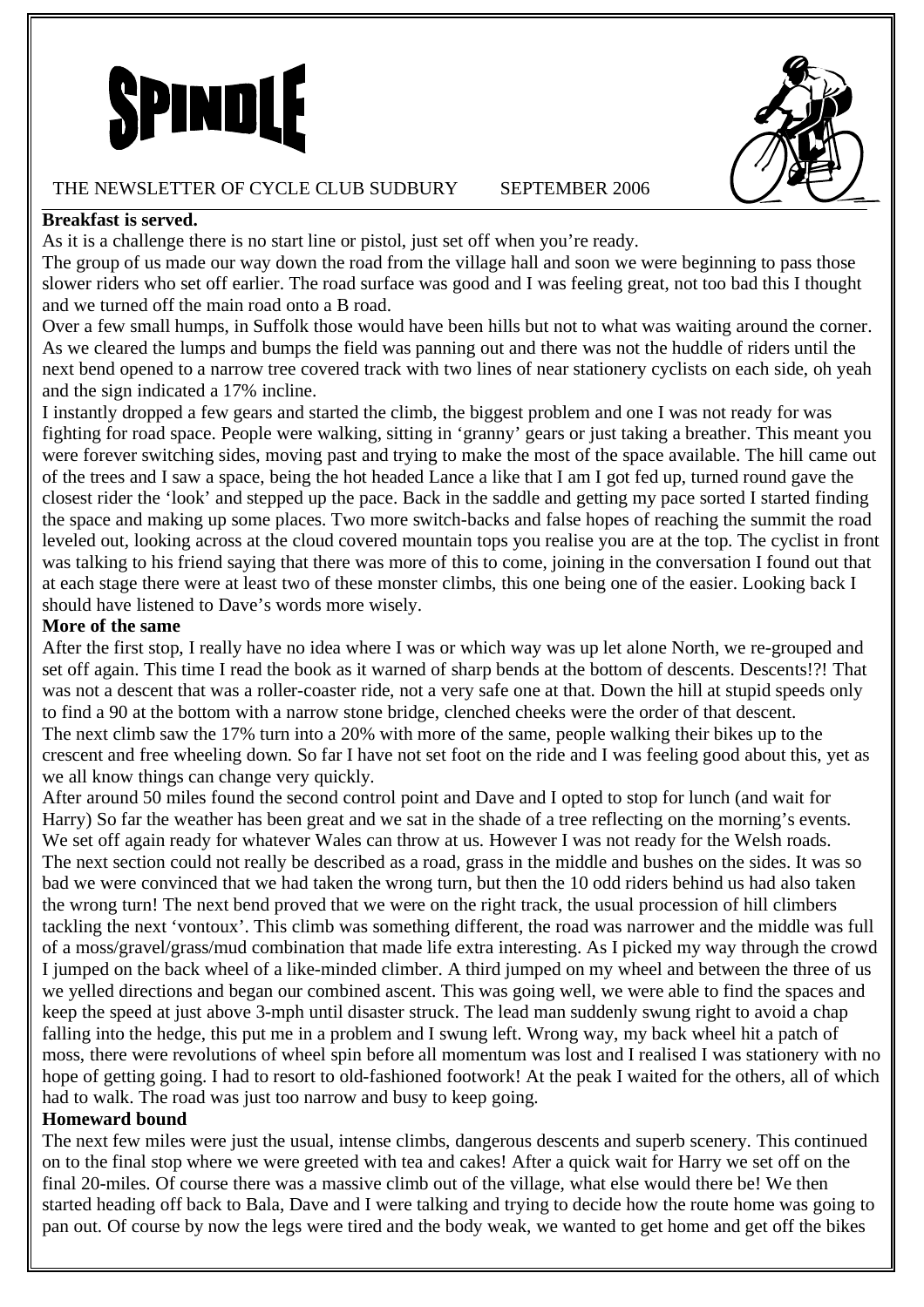# SPINDLE

THE NEWSLETTER OF CYCLE CLUB SUDBURY SEPTEMBER 2006

**Breakfast is served.**

As it is a challenge there is no start line or pistol, just set off when you're ready.

The group of us made our way down the road from the village hall and soon we were beginning to pass those slower riders who set off earlier. The road surface was good and I was feeling great, not too bad this I thought and we turned off the main road onto a B road.

Over a few small humps, in Suffolk those would have been hills but not to what was waiting around the corner. As we cleared the lumps and bumps the field was panning out and there was not the huddle of riders until the next bend opened to a narrow tree covered track with two lines of near stationery cyclists on each side, oh yeah and the sign indicated a 17% incline.

I instantly dropped a few gears and started the climb, the biggest problem and one I was not ready for was fighting for road space. People were walking, sitting in 'granny' gears or just taking a breather. This meant you were forever switching sides, moving past and trying to make the most of the space available. The hill came out of the trees and I saw a space, being the hot headed Lance a like that I am I got fed up, turned round gave the closest rider the 'look' and stepped up the pace. Back in the saddle and getting my pace sorted I started finding the space and making up some places. Two more switch-backs and false hopes of reaching the summit the road leveled out, looking across at the cloud covered mountain tops you realise you are at the top. The cyclist in front was talking to his friend saying that there was more of this to come, joining in the conversation I found out that at each stage there were at least two of these monster climbs, this one being one of the easier. Looking back I should have listened to Dave's words more wisely.

**More of the same**

After the first stop, I really have no idea where I was or which way was up let alone North, we re-grouped and set off again. This time I read the book as it warned of sharp bends at the bottom of descents. Descents!?! That was not a descent that was a roller-coaster ride, not a very safe one at that. Down the hill at stupid speeds only to find a 90 at the bottom with a narrow stone bridge, clenched cheeks were the order of that descent.

The next climb saw the 17% turn into a 20% with more of the same, people walking their bikes up to the crescent and free wheeling down. So far I have not set foot on the ride and I was feeling good about this, yet as we all know things can change very quickly.

After around 50 miles found the second control point and Dave and I opted to stop for lunch (and wait for Harry) So far the weather has been great and we sat in the shade of a tree reflecting on the morning's events. We set off again ready for whatever Wales can throw at us. However I was not ready for the Welsh roads.

The next section could not really be described as a road, grass in the middle and bushes on the sides. It was so bad we were convinced that we had taken the wrong turn, but then the 10 odd riders behind us had also taken the wrong turn! The next bend proved that we were on the right track, the usual procession of hill climbers tackling the next 'vontoux'. This climb was something different, the road was narrower and the middle was full of a moss/gravel/grass/mud combination that made life extra interesting. As I picked my way through the crowd I jumped on the back wheel of a like-minded climber. A third jumped on my wheel and between the three of us we yelled directions and began our combined ascent. This was going well, we were able to find the spaces and keep the speed at just above 3-mph until disaster struck. The lead man suddenly swung right to avoid a chap falling into the hedge, this put me in a problem and I swung left. Wrong way, my back wheel hit a patch of moss, there were revolutions of wheel spin before all momentum was lost and I realised I was stationery with no hope of getting going. I had to resort to old-fashioned footwork! At the peak I waited for the others, all of which had to walk. The road was just too narrow and busy to keep going.

**Homeward bound**

The next few miles were just the usual, intense climbs, dangerous descents and superb scenery. This continued on to the final stop where we were greeted with tea and cakes! After a quick wait for Harry we set off on the final 20-miles. Of course there was a massive climb out of the village, what else would there be! We then started heading off back to Bala, Dave and I were talking and trying to decide how the route home was going to pan out. Of course by now the legs were tired and the body weak, we wanted to get home and get off the bikes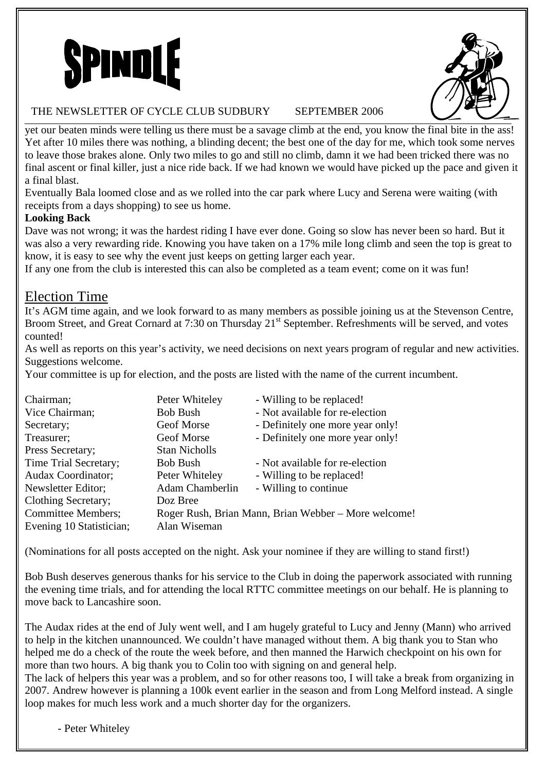# SPINDLE

THE NEWSLETTER OF CYCLE CLUB SUDBURY SEPTEMBER 2006

yet our beaten minds were telling us there must be a savage climb at the end, you know the final bite in the ass! Yet after 10 miles there was nothing, a blinding decent; the best one of the day for me, which took some nerves to leave those brakes alone. Only two miles to go and still no climb, damn it we had been tricked there was no final ascent or final killer, just a nice ride back. If we had known we would have picked up the pace and given it a final blast.

Eventually Bala loomed close and as we rolled into the car park where Lucy and Serena were waiting (with receipts from a days shopping) to see us home.

**Looking Back**

Dave was not wrong; it was the hardest riding I have ever done. Going so slow has never been so hard. But it was also a very rewarding ride. Knowing you have taken on a 17% mile long climb and seen the top is great to know, it is easy to see why the event just keeps on getting larger each year.

If any one from the club is interested this can also be completed as a team event; come on it was fun!

## Election Time

It's AGM time again, and we look forward to as many members as possible joining us at the Stevenson Centre, Broom Street, and Great Cornard at 7:30 on Thursday 21st September. Refreshments will be served, and votes counted!

As well as reports on this year's activity, we need decisions on next years program of regular and new activities. Suggestions welcome.

Your committee is up for election, and the posts are listed with the name of the current incumbent.

| | | |
|---|---|---|
| Chairman; | Peter Whiteley | - Willing to be replaced! |
| Vice Chairman; | Bob Bush | - Not available for re-election |
| Secretary; | Geof Morse | - Definitely one more year only! |
| Treasurer; | Geof Morse | - Definitely one more year only! |
| Press Secretary; | Stan Nicholls | |
| Time Trial Secretary; | Bob Bush | - Not available for re-election |
| Audax Coordinator; | Peter Whiteley | - Willing to be replaced! |
| Newsletter Editor; | Adam Chamberlin | - Willing to continue |
| Clothing Secretary; | Doz Bree | |
| Committee Members; | Roger Rush, Brian Mann, Brian Webber – More welcome! | |
| Evening 10 Statistician; | Alan Wiseman | |

(Nominations for all posts accepted on the night. Ask your nominee if they are willing to stand first!)

Bob Bush deserves generous thanks for his service to the Club in doing the paperwork associated with running the evening time trials, and for attending the local RTTC committee meetings on our behalf. He is planning to move back to Lancashire soon.

The Audax rides at the end of July went well, and I am hugely grateful to Lucy and Jenny (Mann) who arrived to help in the kitchen unannounced. We couldn't have managed without them. A big thank you to Stan who helped me do a check of the route the week before, and then manned the Harwich checkpoint on his own for more than two hours. A big thank you to Colin too with signing on and general help.

The lack of helpers this year was a problem, and so for other reasons too, I will take a break from organizing in 2007. Andrew however is planning a 100k event earlier in the season and from Long Melford instead. A single loop makes for much less work and a much shorter day for the organizers.

- Peter Whiteley